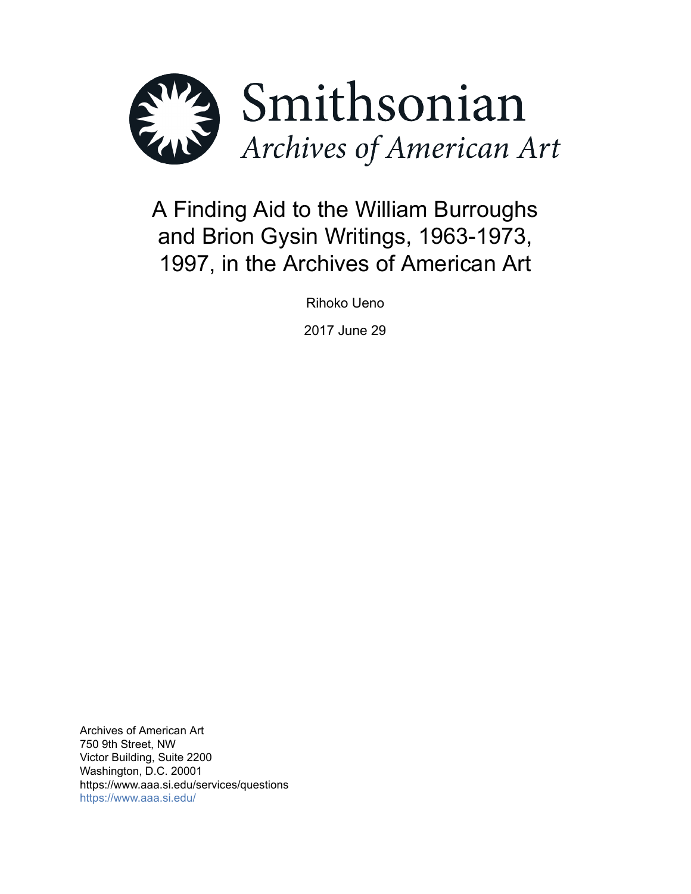Smithsonian

*Archives of American Art*

# A Finding Aid to the William Burroughs and Brion Gysin Writings, 1963-1973, 1997, in the Archives of American Art

Rihoko Ueno

2017 June 29

Archives of American Art
750 9th Street, NW
Victor Building, Suite 2200
Washington, D.C. 20001
https://www.aaa.si.edu/services/questions
https://www.aaa.si.edu/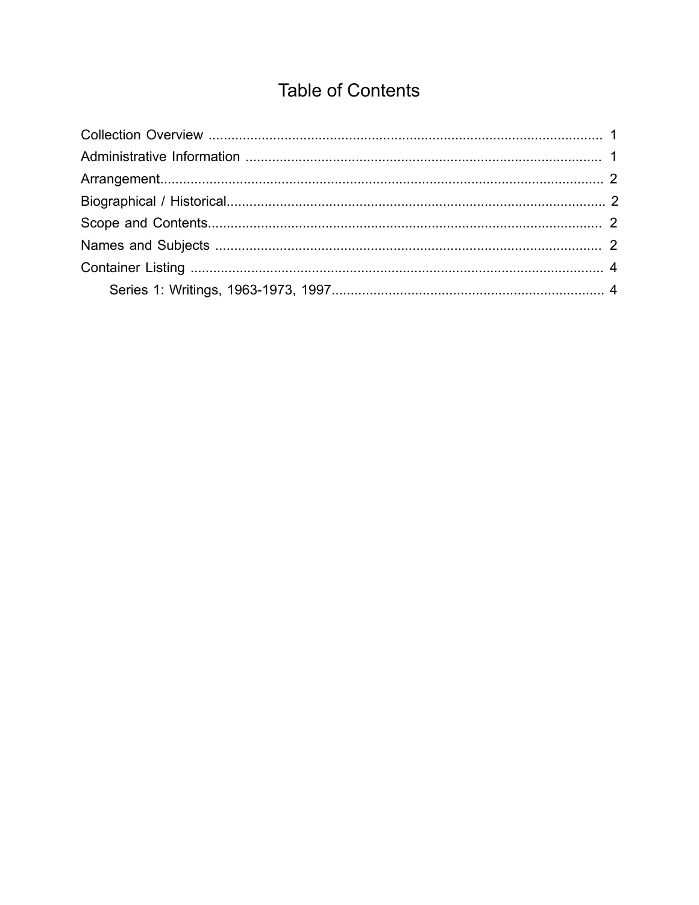# Table of Contents

- Collection Overview ........................................................ 1
- Administrative Information ........................................................ 1
- Arrangement........................................................ 2
- Biographical / Historical........................................................ 2
- Scope and Contents........................................................ 2
- Names and Subjects ........................................................ 2
- Container Listing ........................................................ 4
    - Series 1: Writings, 1963-1973, 1997........................................................ 4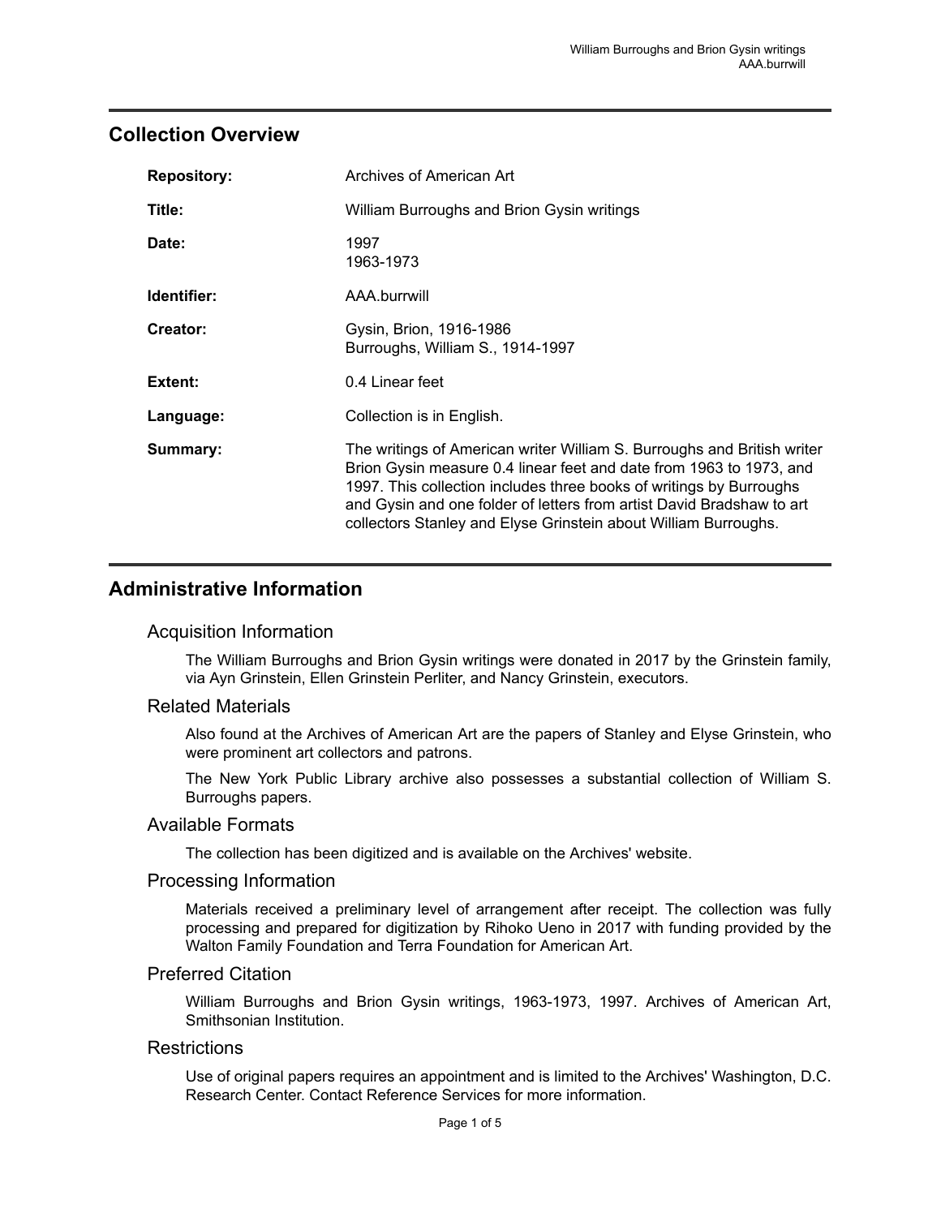## Collection Overview

| | |
|---|---|
| **Repository:** | Archives of American Art |
| **Title:** | William Burroughs and Brion Gysin writings |
| **Date:** | 1997<br>1963-1973 |
| **Identifier:** | AAA.burrwill |
| **Creator:** | Gysin, Brion, 1916-1986<br>Burroughs, William S., 1914-1997 |
| **Extent:** | 0.4 Linear feet |
| **Language:** | Collection is in English. |
| **Summary:** | The writings of American writer William S. Burroughs and British writer Brion Gysin measure 0.4 linear feet and date from 1963 to 1973, and 1997. This collection includes three books of writings by Burroughs and Gysin and one folder of letters from artist David Bradshaw to art collectors Stanley and Elyse Grinstein about William Burroughs. |

## Administrative Information

### Acquisition Information

The William Burroughs and Brion Gysin writings were donated in 2017 by the Grinstein family, via Ayn Grinstein, Ellen Grinstein Perliter, and Nancy Grinstein, executors.

### Related Materials

Also found at the Archives of American Art are the papers of Stanley and Elyse Grinstein, who were prominent art collectors and patrons.

The New York Public Library archive also possesses a substantial collection of William S. Burroughs papers.

### Available Formats

The collection has been digitized and is available on the Archives' website.

### Processing Information

Materials received a preliminary level of arrangement after receipt. The collection was fully processing and prepared for digitization by Rihoko Ueno in 2017 with funding provided by the Walton Family Foundation and Terra Foundation for American Art.

### Preferred Citation

William Burroughs and Brion Gysin writings, 1963-1973, 1997. Archives of American Art, Smithsonian Institution.

### Restrictions

Use of original papers requires an appointment and is limited to the Archives' Washington, D.C. Research Center. Contact Reference Services for more information.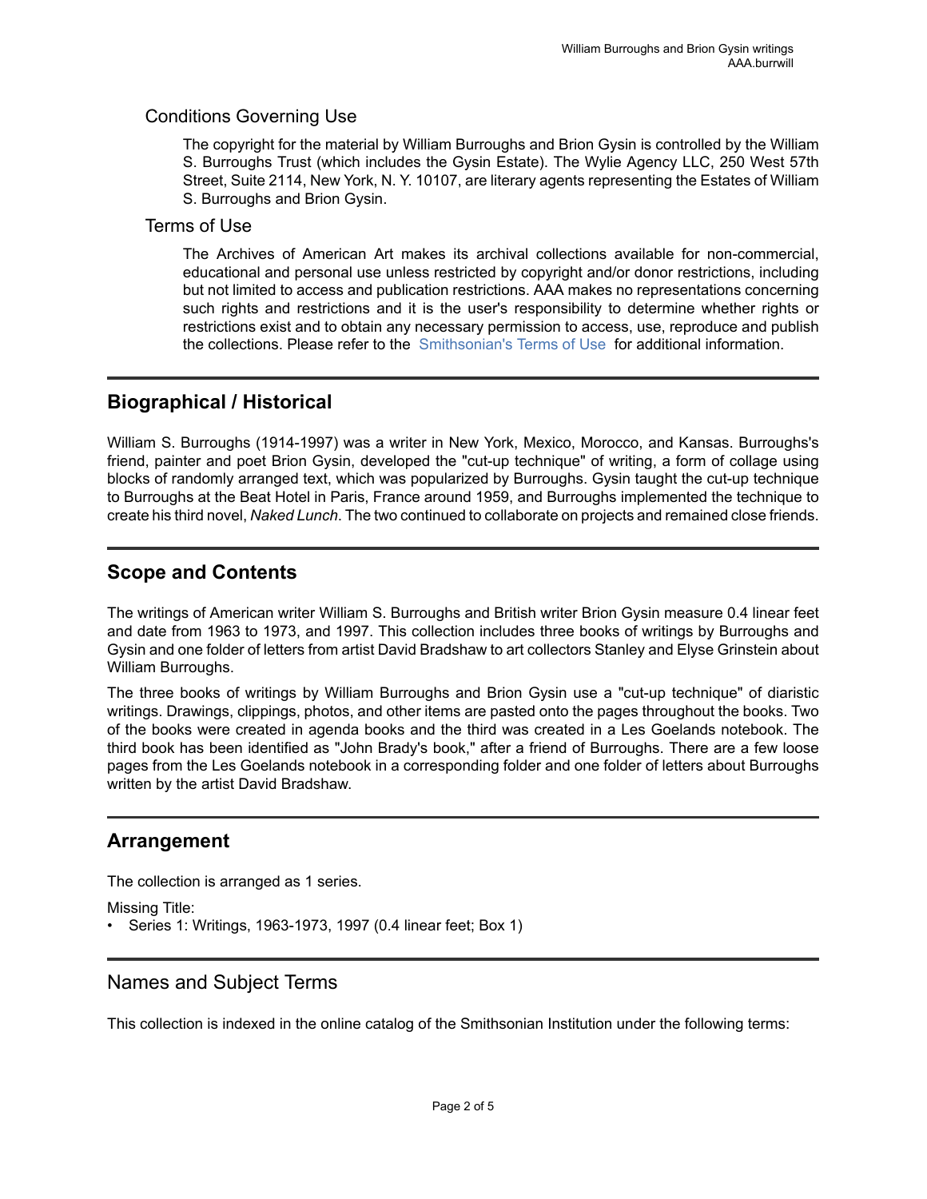### Conditions Governing Use

The copyright for the material by William Burroughs and Brion Gysin is controlled by the William S. Burroughs Trust (which includes the Gysin Estate). The Wylie Agency LLC, 250 West 57th Street, Suite 2114, New York, N. Y. 10107, are literary agents representing the Estates of William S. Burroughs and Brion Gysin.

### Terms of Use

The Archives of American Art makes its archival collections available for non-commercial, educational and personal use unless restricted by copyright and/or donor restrictions, including but not limited to access and publication restrictions. AAA makes no representations concerning such rights and restrictions and it is the user's responsibility to determine whether rights or restrictions exist and to obtain any necessary permission to access, use, reproduce and publish the collections. Please refer to the Smithsonian's Terms of Use for additional information.

## Biographical / Historical

William S. Burroughs (1914-1997) was a writer in New York, Mexico, Morocco, and Kansas. Burroughs's friend, painter and poet Brion Gysin, developed the "cut-up technique" of writing, a form of collage using blocks of randomly arranged text, which was popularized by Burroughs. Gysin taught the cut-up technique to Burroughs at the Beat Hotel in Paris, France around 1959, and Burroughs implemented the technique to create his third novel, *Naked Lunch*. The two continued to collaborate on projects and remained close friends.

## Scope and Contents

The writings of American writer William S. Burroughs and British writer Brion Gysin measure 0.4 linear feet and date from 1963 to 1973, and 1997. This collection includes three books of writings by Burroughs and Gysin and one folder of letters from artist David Bradshaw to art collectors Stanley and Elyse Grinstein about William Burroughs.

The three books of writings by William Burroughs and Brion Gysin use a "cut-up technique" of diaristic writings. Drawings, clippings, photos, and other items are pasted onto the pages throughout the books. Two of the books were created in agenda books and the third was created in a Les Goelands notebook. The third book has been identified as "John Brady's book," after a friend of Burroughs. There are a few loose pages from the Les Goelands notebook in a corresponding folder and one folder of letters about Burroughs written by the artist David Bradshaw.

## Arrangement

The collection is arranged as 1 series.

Missing Title:
- Series 1: Writings, 1963-1973, 1997 (0.4 linear feet; Box 1)

## Names and Subject Terms

This collection is indexed in the online catalog of the Smithsonian Institution under the following terms: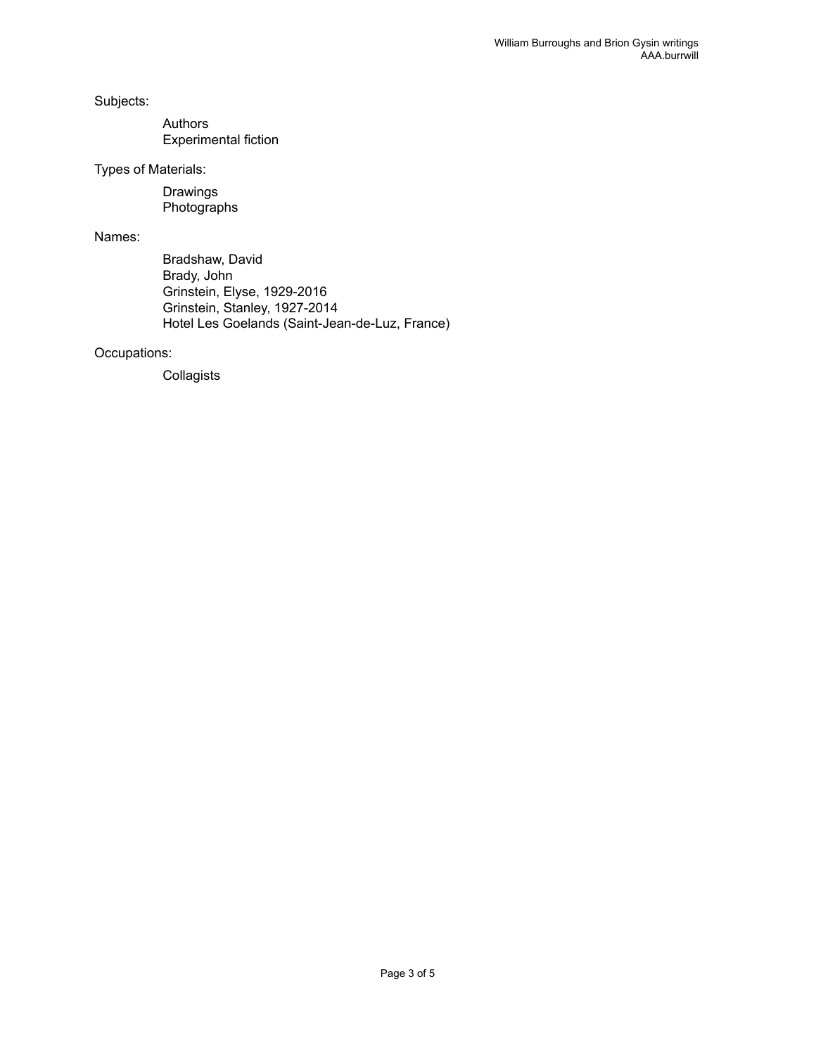Subjects:

- Authors
- Experimental fiction

Types of Materials:

- Drawings
- Photographs

Names:

- Bradshaw, David
- Brady, John
- Grinstein, Elyse, 1929-2016
- Grinstein, Stanley, 1927-2014
- Hotel Les Goelands (Saint-Jean-de-Luz, France)

Occupations:

- Collagists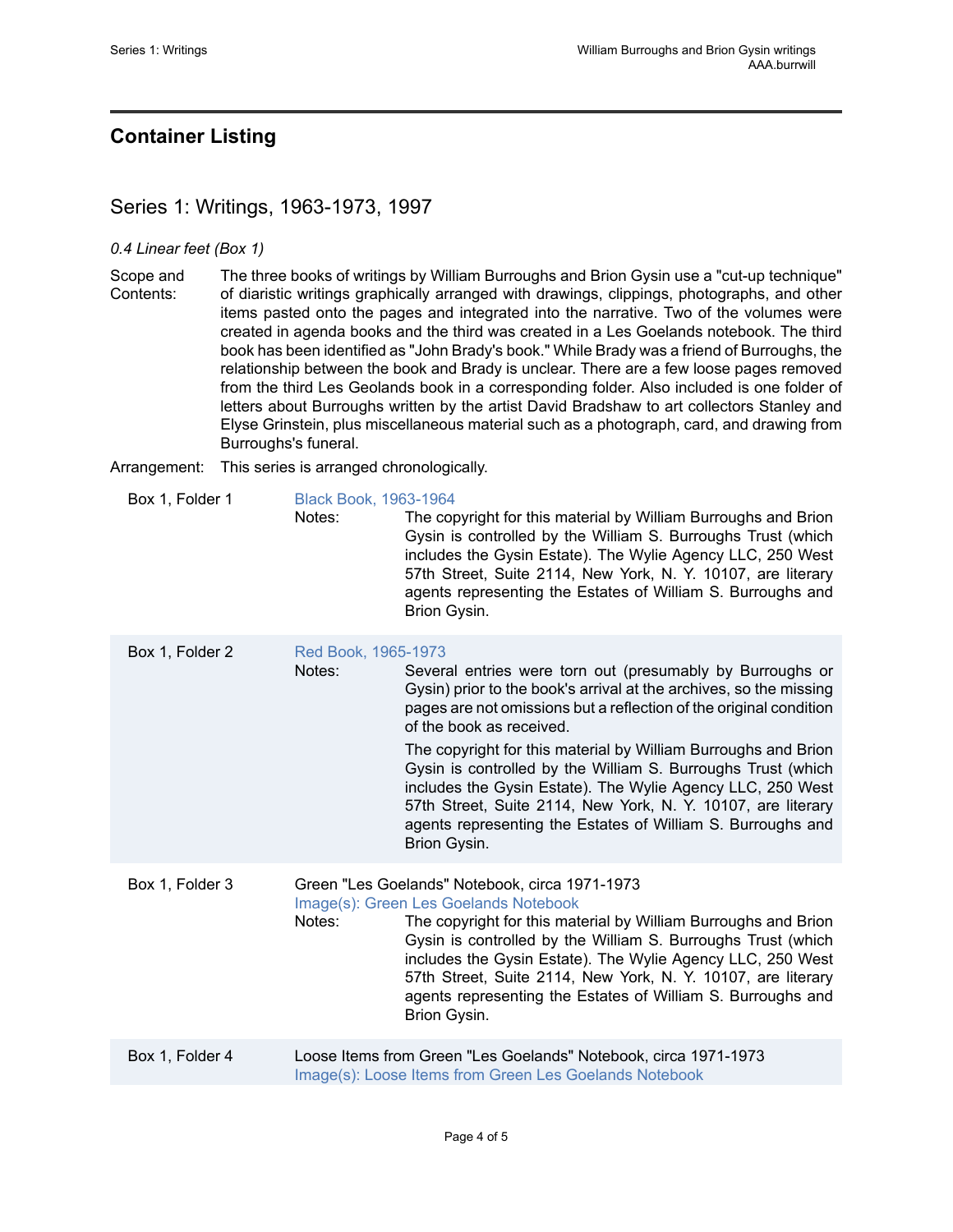## Container Listing

### Series 1: Writings, 1963-1973, 1997

*0.4 Linear feet (Box 1)*

Scope and Contents: The three books of writings by William Burroughs and Brion Gysin use a "cut-up technique" of diaristic writings graphically arranged with drawings, clippings, photographs, and other items pasted onto the pages and integrated into the narrative. Two of the volumes were created in agenda books and the third was created in a Les Goelands notebook. The third book has been identified as "John Brady's book." While Brady was a friend of Burroughs, the relationship between the book and Brady is unclear. There are a few loose pages removed from the third Les Geolands book in a corresponding folder. Also included is one folder of letters about Burroughs written by the artist David Bradshaw to art collectors Stanley and Elyse Grinstein, plus miscellaneous material such as a photograph, card, and drawing from Burroughs's funeral.

Arrangement: This series is arranged chronologically.

| Location | Description |
| --- | --- |
| Box 1, Folder 1 | Black Book, 1963-1964<br>Notes: The copyright for this material by William Burroughs and Brion Gysin is controlled by the William S. Burroughs Trust (which includes the Gysin Estate). The Wylie Agency LLC, 250 West 57th Street, Suite 2114, New York, N. Y. 10107, are literary agents representing the Estates of William S. Burroughs and Brion Gysin. |
| Box 1, Folder 2 | Red Book, 1965-1973<br>Notes: Several entries were torn out (presumably by Burroughs or Gysin) prior to the book's arrival at the archives, so the missing pages are not omissions but a reflection of the original condition of the book as received.<br>The copyright for this material by William Burroughs and Brion Gysin is controlled by the William S. Burroughs Trust (which includes the Gysin Estate). The Wylie Agency LLC, 250 West 57th Street, Suite 2114, New York, N. Y. 10107, are literary agents representing the Estates of William S. Burroughs and Brion Gysin. |
| Box 1, Folder 3 | Green "Les Goelands" Notebook, circa 1971-1973<br>Image(s): Green Les Goelands Notebook<br>Notes: The copyright for this material by William Burroughs and Brion Gysin is controlled by the William S. Burroughs Trust (which includes the Gysin Estate). The Wylie Agency LLC, 250 West 57th Street, Suite 2114, New York, N. Y. 10107, are literary agents representing the Estates of William S. Burroughs and Brion Gysin. |
| Box 1, Folder 4 | Loose Items from Green "Les Goelands" Notebook, circa 1971-1973<br>Image(s): Loose Items from Green Les Goelands Notebook |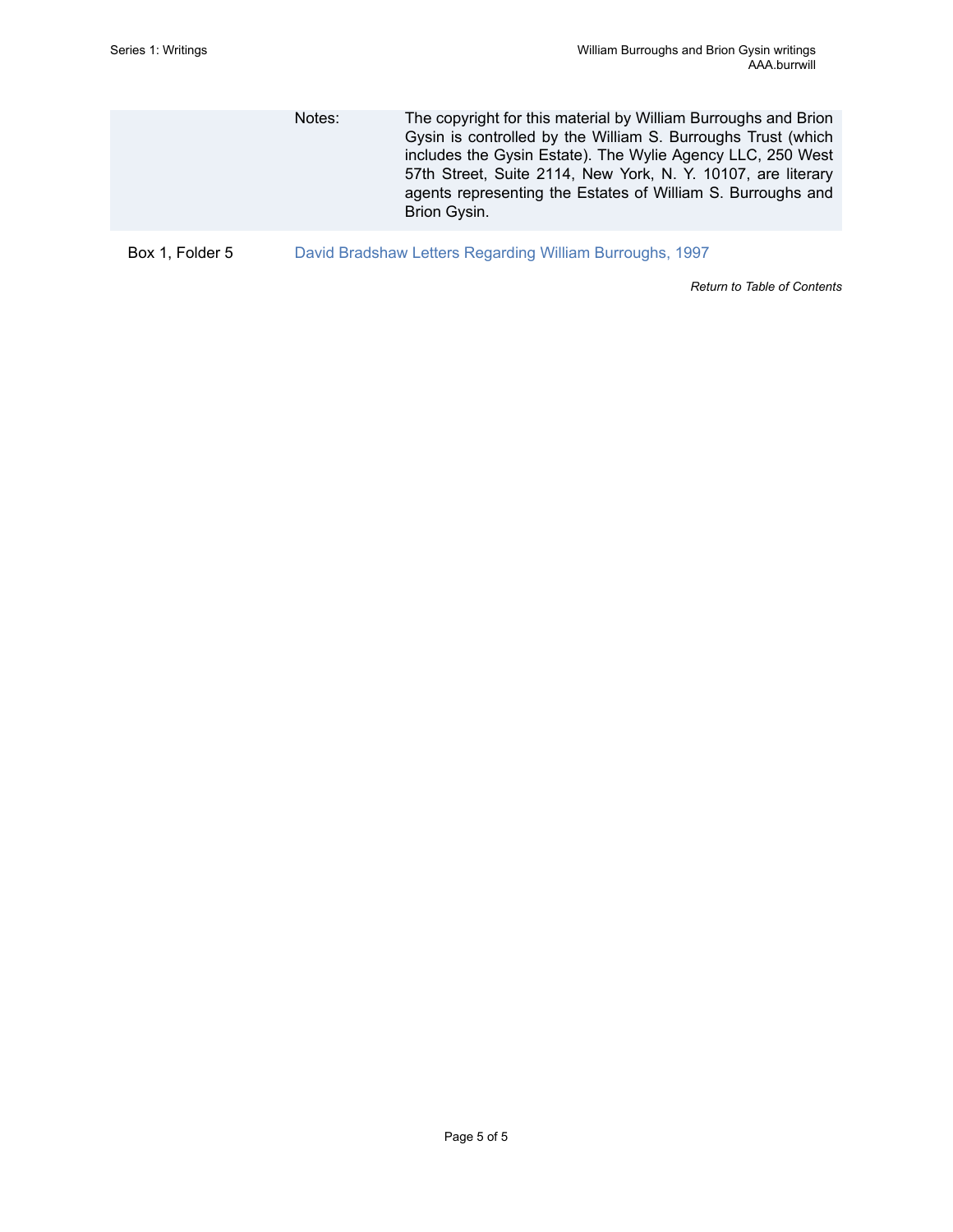| | | |
|---|---|---|
| | Notes: | The copyright for this material by William Burroughs and Brion Gysin is controlled by the William S. Burroughs Trust (which includes the Gysin Estate). The Wylie Agency LLC, 250 West 57th Street, Suite 2114, New York, N. Y. 10107, are literary agents representing the Estates of William S. Burroughs and Brion Gysin. |
| Box 1, Folder 5 | David Bradshaw Letters Regarding William Burroughs, 1997 | |

*Return to Table of Contents*